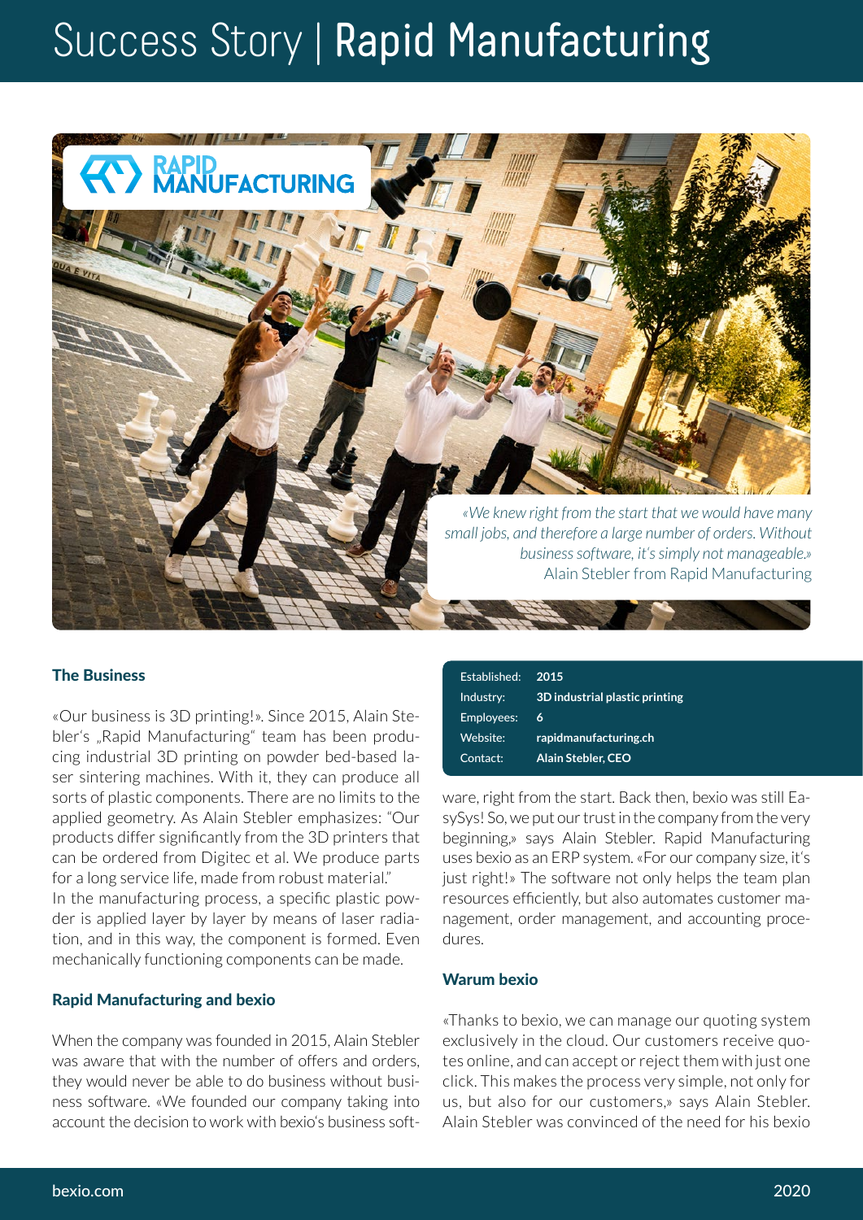# Success Story | Rapid Manufacturing

*«We knew right from the start that we would have many small jobs, and therefore a large number of orders. Without business software, it's simply not manageable.»*
Alain Stebler from Rapid Manufacturing

| | |
|---|---|
| Established: | **2015** |
| Industry: | **3D industrial plastic printing** |
| Employees: | **6** |
| Website: | **rapidmanufacturing.ch** |
| Contact: | **Alain Stebler, CEO** |

## The Business

«Our business is 3D printing!». Since 2015, Alain Stebler's „Rapid Manufacturing" team has been producing industrial 3D printing on powder bed-based laser sintering machines. With it, they can produce all sorts of plastic components. There are no limits to the applied geometry. As Alain Stebler emphasizes: "Our products differ significantly from the 3D printers that can be ordered from Digitec et al. We produce parts for a long service life, made from robust material."
In the manufacturing process, a specific plastic powder is applied layer by layer by means of laser radiation, and in this way, the component is formed. Even mechanically functioning components can be made.

## Rapid Manufacturing and bexio

When the company was founded in 2015, Alain Stebler was aware that with the number of offers and orders, they would never be able to do business without business software. «We founded our company taking into account the decision to work with bexio's business software, right from the start. Back then, bexio was still EasySys! So, we put our trust in the company from the very beginning,» says Alain Stebler. Rapid Manufacturing uses bexio as an ERP system. «For our company size, it's just right!» The software not only helps the team plan resources efficiently, but also automates customer management, order management, and accounting procedures.

## Warum bexio

«Thanks to bexio, we can manage our quoting system exclusively in the cloud. Our customers receive quotes online, and can accept or reject them with just one click. This makes the process very simple, not only for us, but also for our customers,» says Alain Stebler. Alain Stebler was convinced of the need for his bexio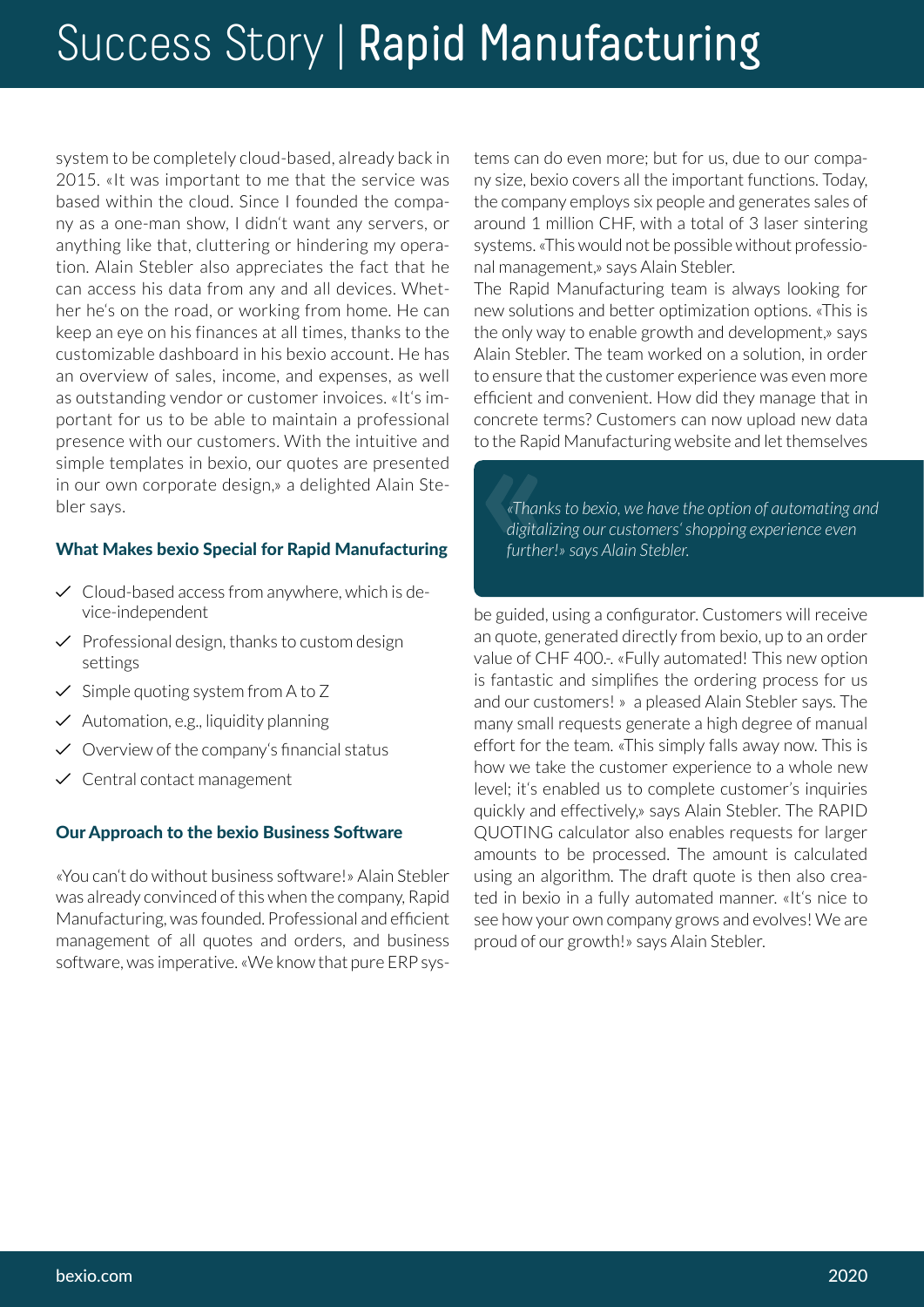system to be completely cloud-based, already back in 2015. «It was important to me that the service was based within the cloud. Since I founded the company as a one-man show, I didn't want any servers, or anything like that, cluttering or hindering my operation. Alain Stebler also appreciates the fact that he can access his data from any and all devices. Whether he's on the road, or working from home. He can keep an eye on his finances at all times, thanks to the customizable dashboard in his bexio account. He has an overview of sales, income, and expenses, as well as outstanding vendor or customer invoices. «It's important for us to be able to maintain a professional presence with our customers. With the intuitive and simple templates in bexio, our quotes are presented in our own corporate design,» a delighted Alain Stebler says.

### What Makes bexio Special for Rapid Manufacturing

- ✓ Cloud-based access from anywhere, which is device-independent
- ✓ Professional design, thanks to custom design settings
- ✓ Simple quoting system from A to Z
- ✓ Automation, e.g., liquidity planning
- ✓ Overview of the company's financial status
- ✓ Central contact management

### Our Approach to the bexio Business Software

«You can't do without business software!» Alain Stebler was already convinced of this when the company, Rapid Manufacturing, was founded. Professional and efficient management of all quotes and orders, and business software, was imperative. «We know that pure ERP systems can do even more; but for us, due to our company size, bexio covers all the important functions. Today, the company employs six people and generates sales of around 1 million CHF, with a total of 3 laser sintering systems. «This would not be possible without professional management,» says Alain Stebler.

The Rapid Manufacturing team is always looking for new solutions and better optimization options. «This is the only way to enable growth and development,» says Alain Stebler. The team worked on a solution, in order to ensure that the customer experience was even more efficient and convenient. How did they manage that in concrete terms? Customers can now upload new data to the Rapid Manufacturing website and let themselves be guided, using a configurator. Customers will receive an quote, generated directly from bexio, up to an order value of CHF 400.-. «Fully automated! This new option is fantastic and simplifies the ordering process for us and our customers! » a pleased Alain Stebler says. The many small requests generate a high degree of manual effort for the team. «This simply falls away now. This is how we take the customer experience to a whole new level; it's enabled us to complete customer's inquiries quickly and effectively,» says Alain Stebler. The RAPID QUOTING calculator also enables requests for larger amounts to be processed. The amount is calculated using an algorithm. The draft quote is then also created in bexio in a fully automated manner. «It's nice to see how your own company grows and evolves! We are proud of our growth!» says Alain Stebler.

> *«Thanks to bexio, we have the option of automating and digitalizing our customers' shopping experience even further!» says Alain Stebler.*